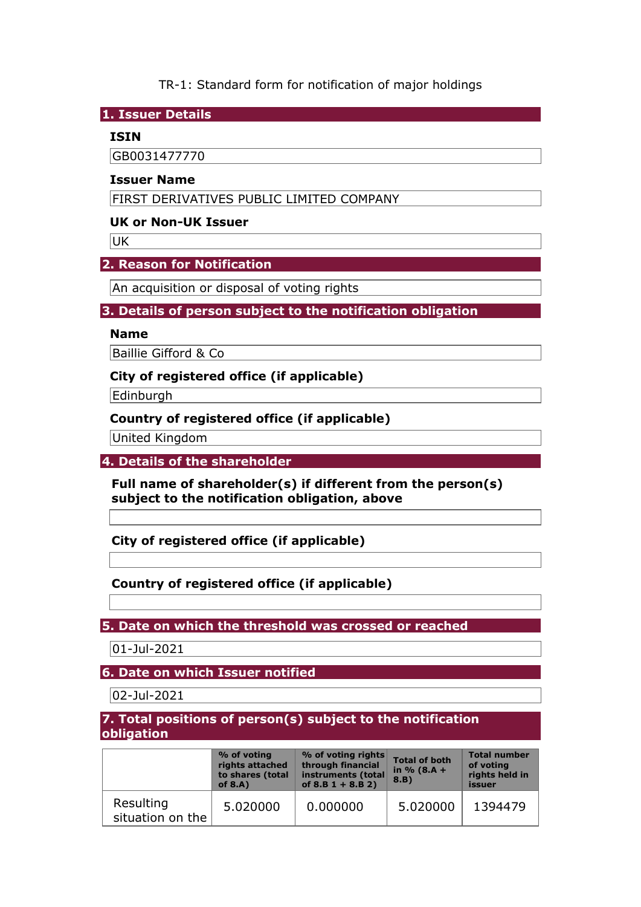TR-1: Standard form for notification of major holdings

## 1. Issuer Details

**ISIN**

GB0031477770

**Issuer Name**

FIRST DERIVATIVES PUBLIC LIMITED COMPANY

**UK or Non-UK Issuer**

UK

## 2. Reason for Notification

An acquisition or disposal of voting rights

## 3. Details of person subject to the notification obligation

**Name**

Baillie Gifford & Co

**City of registered office (if applicable)**

Edinburgh

**Country of registered office (if applicable)**

United Kingdom

## 4. Details of the shareholder

**Full name of shareholder(s) if different from the person(s) subject to the notification obligation, above**

**City of registered office (if applicable)**

**Country of registered office (if applicable)**

## 5. Date on which the threshold was crossed or reached

01-Jul-2021

## 6. Date on which Issuer notified

02-Jul-2021

## 7. Total positions of person(s) subject to the notification obligation

| | % of voting rights attached to shares (total of 8.A) | % of voting rights through financial instruments (total of 8.B 1 + 8.B 2) | Total of both in % (8.A + 8.B) | Total number of voting rights held in issuer |
|---|---|---|---|---|
| Resulting situation on the | 5.020000 | 0.000000 | 5.020000 | 1394479 |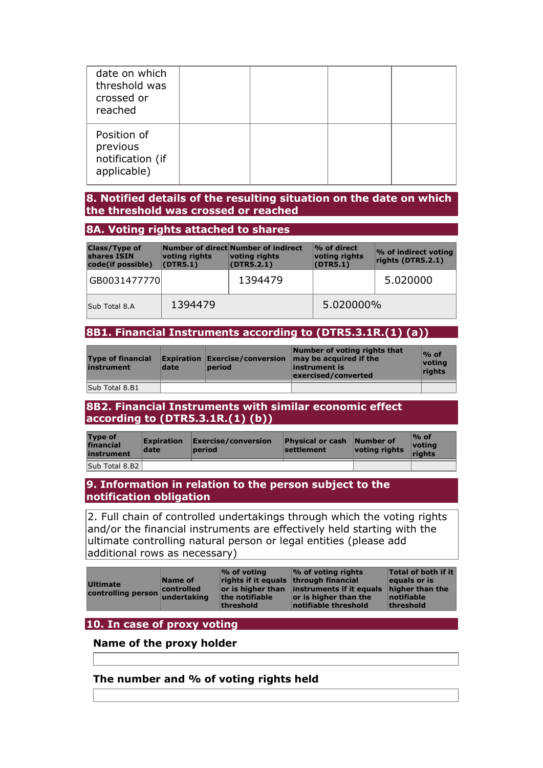| date on which threshold was crossed or reached | | | | |
| --- | --- | --- | --- | --- |
| Position of previous notification (if applicable) | | | | |

## 8. Notified details of the resulting situation on the date on which the threshold was crossed or reached

### 8A. Voting rights attached to shares

| Class/Type of shares ISIN code(if possible) | Number of direct voting rights (DTR5.1) | Number of indirect voting rights (DTR5.2.1) | % of direct voting rights (DTR5.1) | % of indirect voting rights (DTR5.2.1) |
| --- | --- | --- | --- | --- |
| GB0031477770 | | 1394479 | | 5.020000 |
| Sub Total 8.A | 1394479 | | 5.020000% | |

### 8B1. Financial Instruments according to (DTR5.3.1R.(1) (a))

| Type of financial instrument | Expiration date | Exercise/conversion period | Number of voting rights that may be acquired if the instrument is exercised/converted | % of voting rights |
| --- | --- | --- | --- | --- |
| Sub Total 8.B1 | | | | |

### 8B2. Financial Instruments with similar economic effect according to (DTR5.3.1R.(1) (b))

| Type of financial instrument | Expiration date | Exercise/conversion period | Physical or cash settlement | Number of voting rights | % of voting rights |
| --- | --- | --- | --- | --- | --- |
| Sub Total 8.B2 | | | | | |

## 9. Information in relation to the person subject to the notification obligation

2. Full chain of controlled undertakings through which the voting rights and/or the financial instruments are effectively held starting with the ultimate controlling natural person or legal entities (please add additional rows as necessary)

| Ultimate controlling person | Name of controlled undertaking | % of voting rights if it equals or is higher than the notifiable threshold | % of voting rights through financial instruments if it equals or is higher than the notifiable threshold | Total of both if it equals or is higher than the notifiable threshold |
| --- | --- | --- | --- | --- |

## 10. In case of proxy voting

### Name of the proxy holder

### The number and % of voting rights held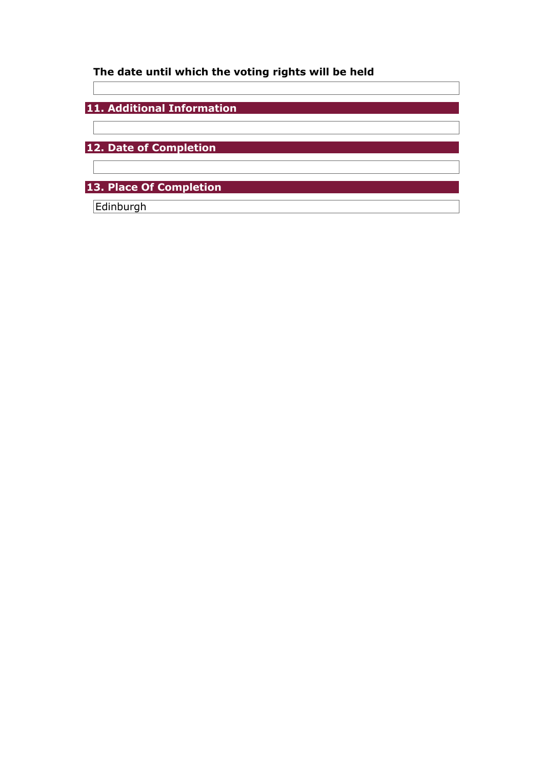**The date until which the voting rights will be held**

## 11. Additional Information

## 12. Date of Completion

## 13. Place Of Completion

Edinburgh